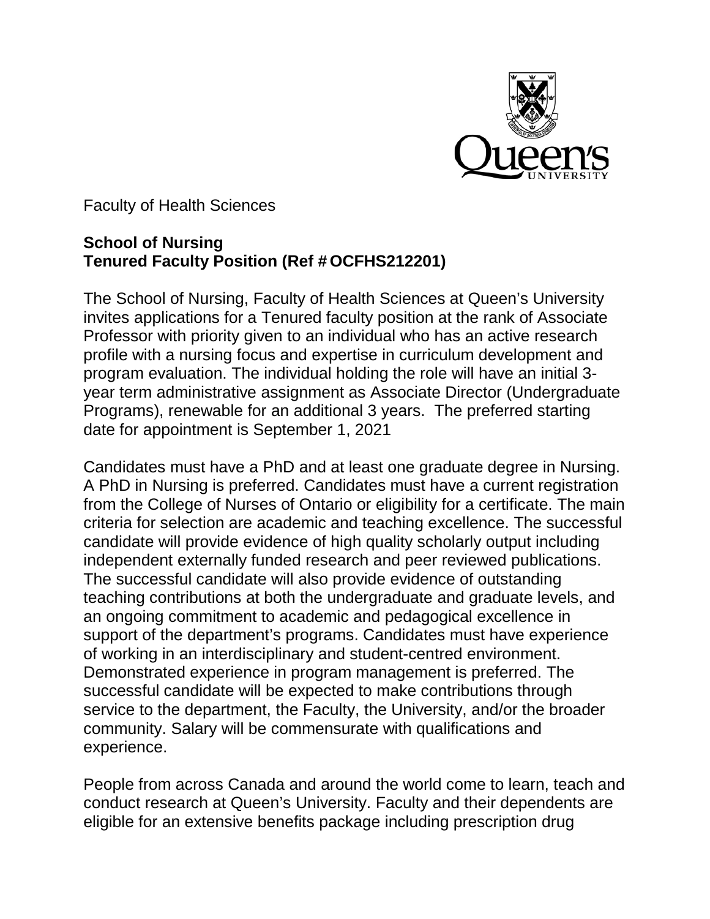Faculty of Health Sciences

**School of Nursing**
**Tenured Faculty Position (Ref # OCFHS212201)**

The School of Nursing, Faculty of Health Sciences at Queen's University invites applications for a Tenured faculty position at the rank of Associate Professor with priority given to an individual who has an active research profile with a nursing focus and expertise in curriculum development and program evaluation. The individual holding the role will have an initial 3-year term administrative assignment as Associate Director (Undergraduate Programs), renewable for an additional 3 years. The preferred starting date for appointment is September 1, 2021

Candidates must have a PhD and at least one graduate degree in Nursing. A PhD in Nursing is preferred. Candidates must have a current registration from the College of Nurses of Ontario or eligibility for a certificate. The main criteria for selection are academic and teaching excellence. The successful candidate will provide evidence of high quality scholarly output including independent externally funded research and peer reviewed publications. The successful candidate will also provide evidence of outstanding teaching contributions at both the undergraduate and graduate levels, and an ongoing commitment to academic and pedagogical excellence in support of the department's programs. Candidates must have experience of working in an interdisciplinary and student-centred environment. Demonstrated experience in program management is preferred. The successful candidate will be expected to make contributions through service to the department, the Faculty, the University, and/or the broader community. Salary will be commensurate with qualifications and experience.

People from across Canada and around the world come to learn, teach and conduct research at Queen's University. Faculty and their dependents are eligible for an extensive benefits package including prescription drug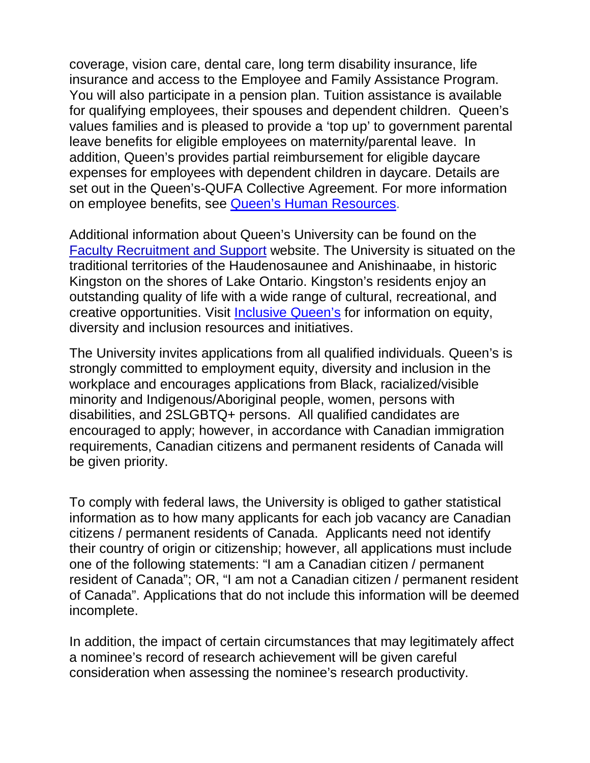coverage, vision care, dental care, long term disability insurance, life insurance and access to the Employee and Family Assistance Program. You will also participate in a pension plan. Tuition assistance is available for qualifying employees, their spouses and dependent children. Queen's values families and is pleased to provide a 'top up' to government parental leave benefits for eligible employees on maternity/parental leave. In addition, Queen's provides partial reimbursement for eligible daycare expenses for employees with dependent children in daycare. Details are set out in the Queen's-QUFA Collective Agreement. For more information on employee benefits, see Queen's Human Resources.

Additional information about Queen's University can be found on the Faculty Recruitment and Support website. The University is situated on the traditional territories of the Haudenosaunee and Anishinaabe, in historic Kingston on the shores of Lake Ontario. Kingston's residents enjoy an outstanding quality of life with a wide range of cultural, recreational, and creative opportunities. Visit Inclusive Queen's for information on equity, diversity and inclusion resources and initiatives.

The University invites applications from all qualified individuals. Queen's is strongly committed to employment equity, diversity and inclusion in the workplace and encourages applications from Black, racialized/visible minority and Indigenous/Aboriginal people, women, persons with disabilities, and 2SLGBTQ+ persons. All qualified candidates are encouraged to apply; however, in accordance with Canadian immigration requirements, Canadian citizens and permanent residents of Canada will be given priority.

To comply with federal laws, the University is obliged to gather statistical information as to how many applicants for each job vacancy are Canadian citizens / permanent residents of Canada. Applicants need not identify their country of origin or citizenship; however, all applications must include one of the following statements: "I am a Canadian citizen / permanent resident of Canada"; OR, "I am not a Canadian citizen / permanent resident of Canada". Applications that do not include this information will be deemed incomplete.

In addition, the impact of certain circumstances that may legitimately affect a nominee's record of research achievement will be given careful consideration when assessing the nominee's research productivity.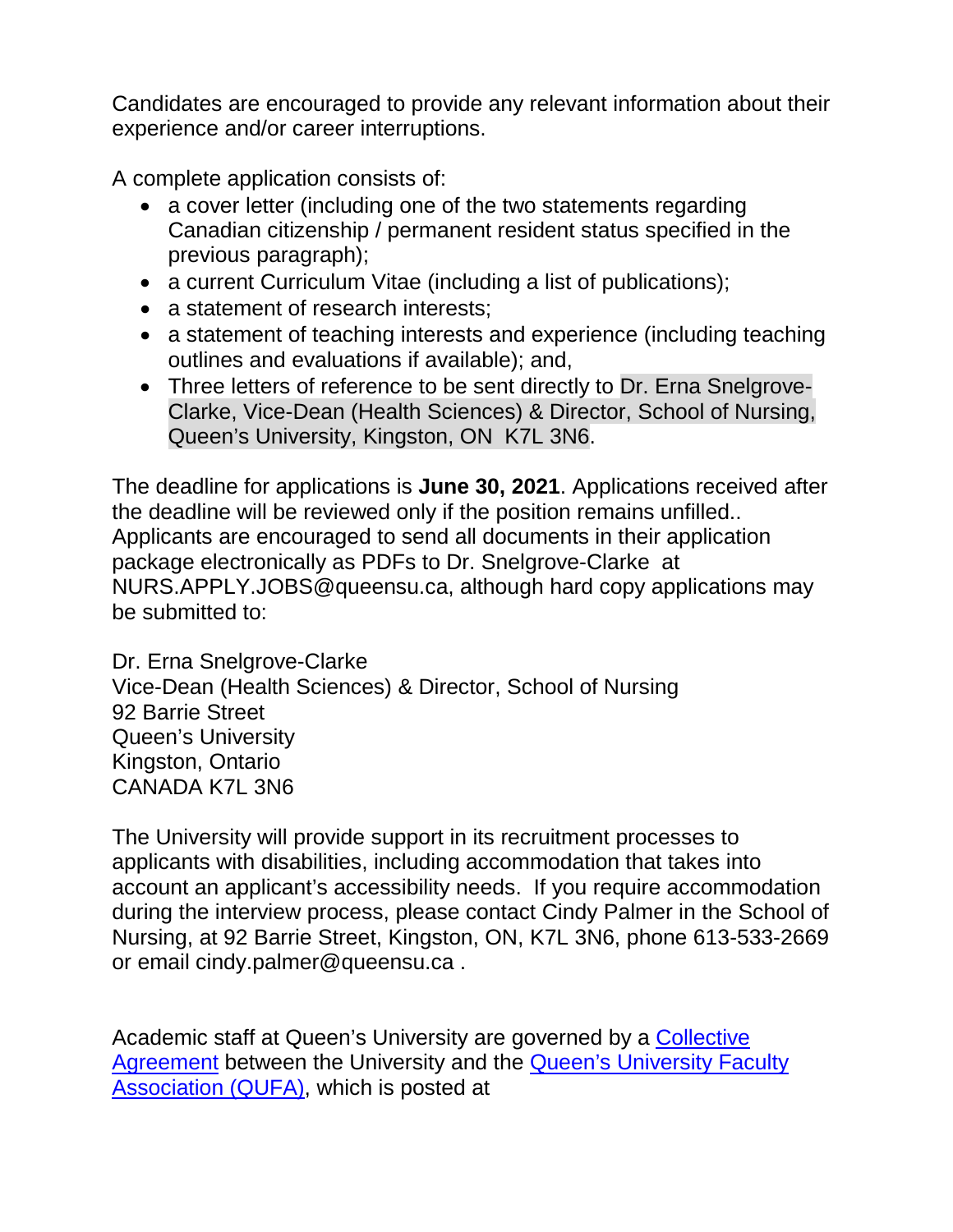Candidates are encouraged to provide any relevant information about their experience and/or career interruptions.

A complete application consists of:

- a cover letter (including one of the two statements regarding Canadian citizenship / permanent resident status specified in the previous paragraph);
- a current Curriculum Vitae (including a list of publications);
- a statement of research interests;
- a statement of teaching interests and experience (including teaching outlines and evaluations if available); and,
- Three letters of reference to be sent directly to Dr. Erna Snelgrove-Clarke, Vice-Dean (Health Sciences) & Director, School of Nursing, Queen's University, Kingston, ON K7L 3N6.

The deadline for applications is **June 30, 2021**. Applications received after the deadline will be reviewed only if the position remains unfilled.. Applicants are encouraged to send all documents in their application package electronically as PDFs to Dr. Snelgrove-Clarke at NURS.APPLY.JOBS@queensu.ca, although hard copy applications may be submitted to:

Dr. Erna Snelgrove-Clarke
Vice-Dean (Health Sciences) & Director, School of Nursing
92 Barrie Street
Queen's University
Kingston, Ontario
CANADA K7L 3N6

The University will provide support in its recruitment processes to applicants with disabilities, including accommodation that takes into account an applicant's accessibility needs. If you require accommodation during the interview process, please contact Cindy Palmer in the School of Nursing, at 92 Barrie Street, Kingston, ON, K7L 3N6, phone 613-533-2669 or email cindy.palmer@queensu.ca .

Academic staff at Queen's University are governed by a Collective Agreement between the University and the Queen's University Faculty Association (QUFA), which is posted at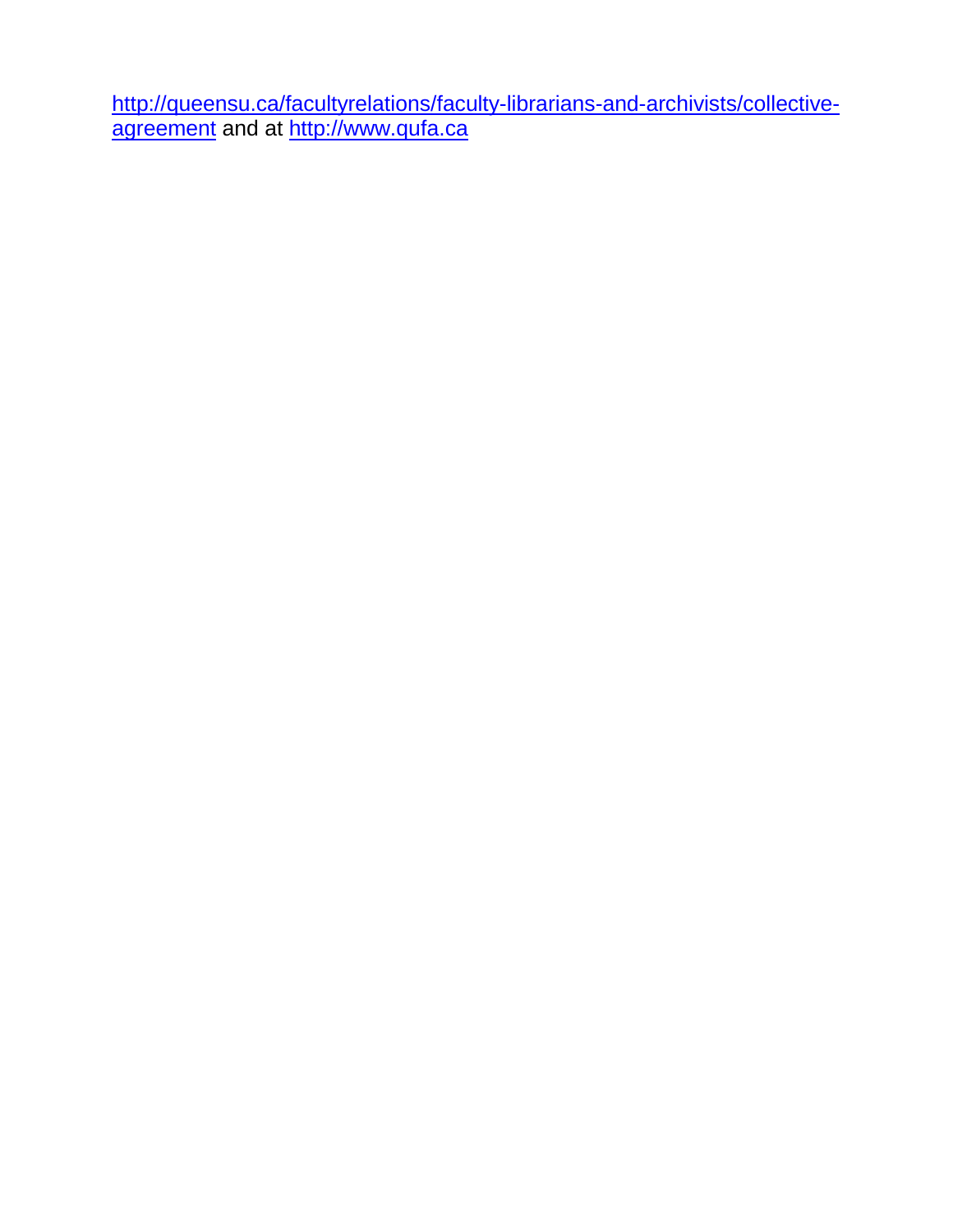http://queensu.ca/facultyrelations/faculty-librarians-and-archivists/collective-agreement and at http://www.qufa.ca